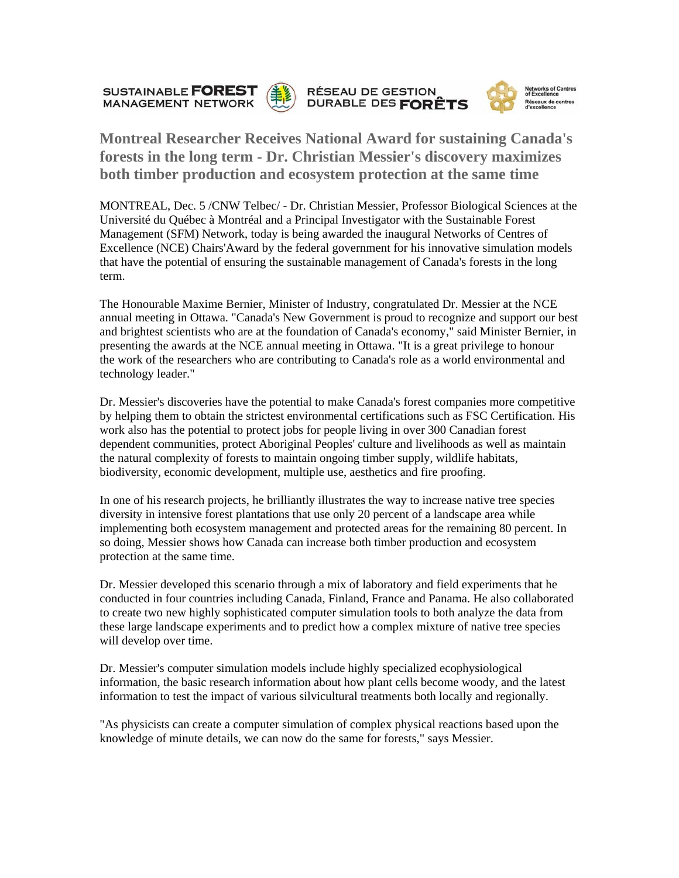SUSTAINABLE FOREST MANAGEMENT NETWORK — RÉSEAU DE GESTION DURABLE DES FORÊTS — Networks of Centres of Excellence / Réseaux de centres d'excellence

# Montreal Researcher Receives National Award for sustaining Canada's forests in the long term - Dr. Christian Messier's discovery maximizes both timber production and ecosystem protection at the same time

MONTREAL, Dec. 5 /CNW Telbec/ - Dr. Christian Messier, Professor Biological Sciences at the Université du Québec à Montréal and a Principal Investigator with the Sustainable Forest Management (SFM) Network, today is being awarded the inaugural Networks of Centres of Excellence (NCE) Chairs'Award by the federal government for his innovative simulation models that have the potential of ensuring the sustainable management of Canada's forests in the long term.

The Honourable Maxime Bernier, Minister of Industry, congratulated Dr. Messier at the NCE annual meeting in Ottawa. "Canada's New Government is proud to recognize and support our best and brightest scientists who are at the foundation of Canada's economy," said Minister Bernier, in presenting the awards at the NCE annual meeting in Ottawa. "It is a great privilege to honour the work of the researchers who are contributing to Canada's role as a world environmental and technology leader."

Dr. Messier's discoveries have the potential to make Canada's forest companies more competitive by helping them to obtain the strictest environmental certifications such as FSC Certification. His work also has the potential to protect jobs for people living in over 300 Canadian forest dependent communities, protect Aboriginal Peoples' culture and livelihoods as well as maintain the natural complexity of forests to maintain ongoing timber supply, wildlife habitats, biodiversity, economic development, multiple use, aesthetics and fire proofing.

In one of his research projects, he brilliantly illustrates the way to increase native tree species diversity in intensive forest plantations that use only 20 percent of a landscape area while implementing both ecosystem management and protected areas for the remaining 80 percent. In so doing, Messier shows how Canada can increase both timber production and ecosystem protection at the same time.

Dr. Messier developed this scenario through a mix of laboratory and field experiments that he conducted in four countries including Canada, Finland, France and Panama. He also collaborated to create two new highly sophisticated computer simulation tools to both analyze the data from these large landscape experiments and to predict how a complex mixture of native tree species will develop over time.

Dr. Messier's computer simulation models include highly specialized ecophysiological information, the basic research information about how plant cells become woody, and the latest information to test the impact of various silvicultural treatments both locally and regionally.

"As physicists can create a computer simulation of complex physical reactions based upon the knowledge of minute details, we can now do the same for forests," says Messier.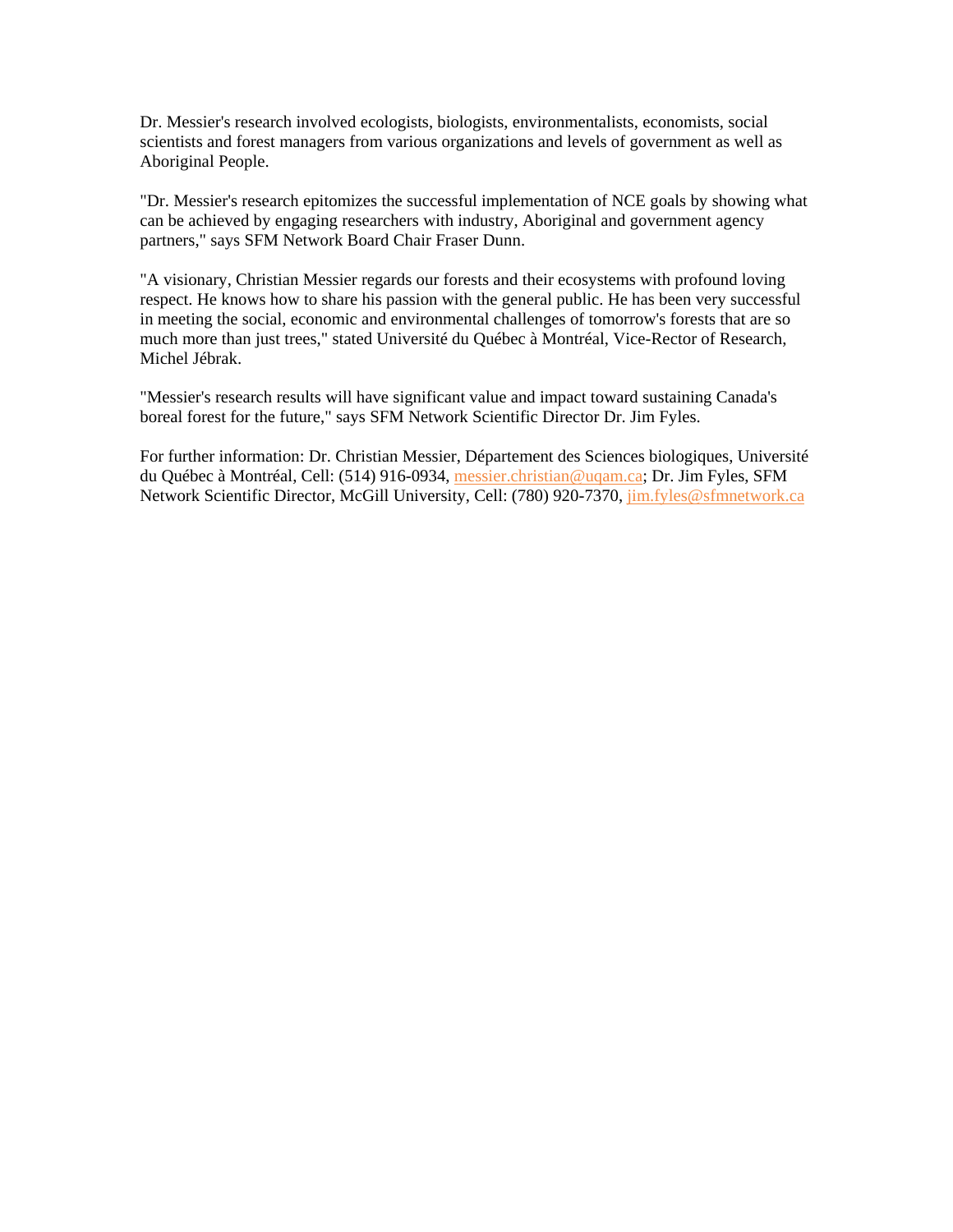Dr. Messier's research involved ecologists, biologists, environmentalists, economists, social scientists and forest managers from various organizations and levels of government as well as Aboriginal People.

"Dr. Messier's research epitomizes the successful implementation of NCE goals by showing what can be achieved by engaging researchers with industry, Aboriginal and government agency partners," says SFM Network Board Chair Fraser Dunn.

"A visionary, Christian Messier regards our forests and their ecosystems with profound loving respect. He knows how to share his passion with the general public. He has been very successful in meeting the social, economic and environmental challenges of tomorrow's forests that are so much more than just trees," stated Université du Québec à Montréal, Vice-Rector of Research, Michel Jébrak.

"Messier's research results will have significant value and impact toward sustaining Canada's boreal forest for the future," says SFM Network Scientific Director Dr. Jim Fyles.

For further information: Dr. Christian Messier, Département des Sciences biologiques, Université du Québec à Montréal, Cell: (514) 916-0934, messier.christian@uqam.ca; Dr. Jim Fyles, SFM Network Scientific Director, McGill University, Cell: (780) 920-7370, jim.fyles@sfmnetwork.ca